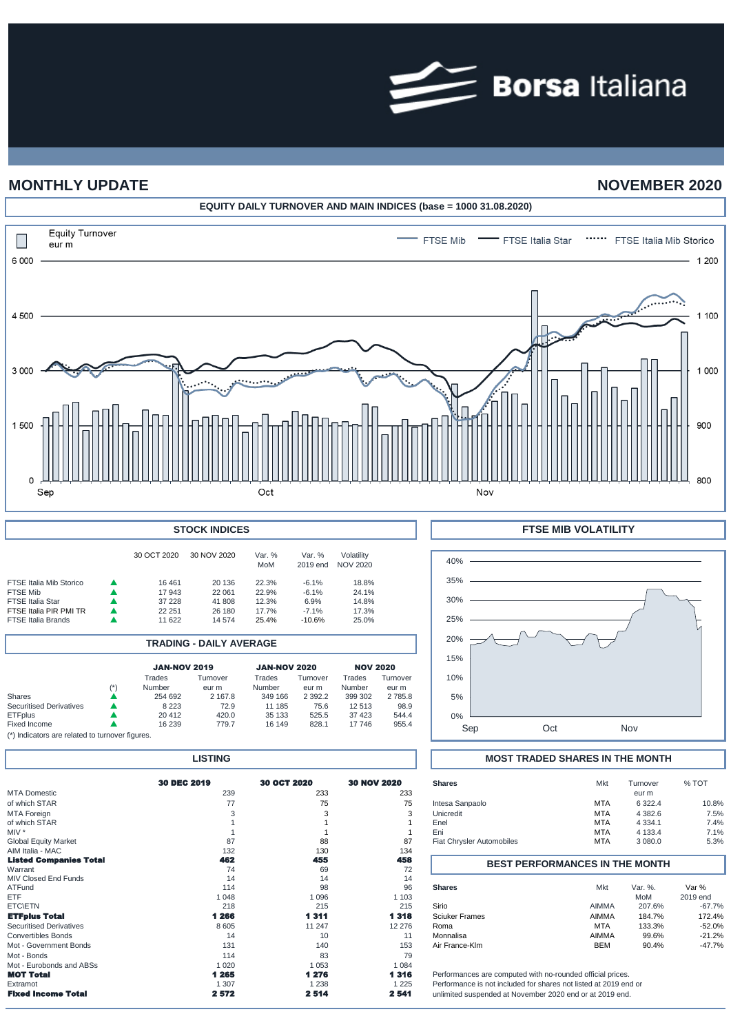# MONTHLY UPDATE

## NOVEMBER 2020

### EQUITY DAILY TURNOVER AND MAIN INDICES (base = 1000 31.08.2020)

### STOCK INDICES

| | | 30 OCT 2020 | 30 NOV 2020 | Var. % MoM | Var. % 2019 end | Volatility NOV 2020 |
|---|---|---|---|---|---|---|
| FTSE Italia Mib Storico | ▲ | 16 461 | 20 136 | 22.3% | -6.1% | 18.8% |
| FTSE Mib | ▲ | 17 943 | 22 061 | 22.9% | -6.1% | 24.1% |
| FTSE Italia Star | ▲ | 37 228 | 41 808 | 12.3% | 6.9% | 14.8% |
| FTSE Italia PIR PMI TR | ▲ | 22 251 | 26 180 | 17.7% | -7.1% | 17.3% |
| FTSE Italia Brands | ▲ | 11 622 | 14 574 | 25.4% | -10.6% | 25.0% |

### FTSE MIB VOLATILITY

### TRADING - DAILY AVERAGE

| | (*) | JAN-NOV 2019 Trades Number | JAN-NOV 2019 Turnover eur m | JAN-NOV 2020 Trades Number | JAN-NOV 2020 Turnover eur m | NOV 2020 Trades Number | NOV 2020 Turnover eur m |
|---|---|---|---|---|---|---|---|
| Shares | ▲ | 254 692 | 2 167.8 | 349 166 | 2 392.2 | 399 302 | 2 785.8 |
| Securitised Derivatives | ▲ | 8 223 | 72.9 | 11 185 | 75.6 | 12 513 | 98.9 |
| ETFplus | ▲ | 20 412 | 420.0 | 35 133 | 525.5 | 37 423 | 544.4 |
| Fixed Income | ▲ | 16 239 | 779.7 | 16 149 | 828.1 | 17 746 | 955.4 |

(*) Indicators are related to turnover figures.

### LISTING

| | 30 DEC 2019 | 30 OCT 2020 | 30 NOV 2020 |
|---|---|---|---|
| MTA Domestic | 239 | 233 | 233 |
| of which STAR | 77 | 75 | 75 |
| MTA Foreign | 3 | 3 | 3 |
| of which STAR | 1 | 1 | 1 |
| MIV * | 1 | 1 | 1 |
| Global Equity Market | 87 | 88 | 87 |
| AIM Italia - MAC | 132 | 130 | 134 |
| **Listed Companies Total** | **462** | **455** | **458** |
| Warrant | 74 | 69 | 72 |
| MIV Closed End Funds | 14 | 14 | 14 |
| ATFund | 114 | 98 | 96 |
| ETF | 1 048 | 1 096 | 1 103 |
| ETC\ETN | 218 | 215 | 215 |
| **ETFplus Total** | **1 266** | **1 311** | **1 318** |
| Securitised Derivatives | 8 605 | 11 247 | 12 276 |
| Convertibles Bonds | 14 | 10 | 11 |
| Mot - Government Bonds | 131 | 140 | 153 |
| Mot - Bonds | 114 | 83 | 79 |
| Mot - Eurobonds and ABSs | 1 020 | 1 053 | 1 084 |
| **MOT Total** | **1 265** | **1 276** | **1 316** |
| Extramot | 1 307 | 1 238 | 1 225 |
| **Fixed Income Total** | **2 572** | **2 514** | **2 541** |

### MOST TRADED SHARES IN THE MONTH

| Shares | Mkt | Turnover eur m | % TOT |
|---|---|---|---|
| Intesa Sanpaolo | MTA | 6 322.4 | 10.8% |
| Unicredit | MTA | 4 382.6 | 7.5% |
| Enel | MTA | 4 334.1 | 7.4% |
| Eni | MTA | 4 133.4 | 7.1% |
| Fiat Chrysler Automobiles | MTA | 3 080.0 | 5.3% |

### BEST PERFORMANCES IN THE MONTH

| Shares | Mkt | Var. %. MoM | Var % 2019 end |
|---|---|---|---|
| Sirio | AIMMA | 207.6% | -67.7% |
| Sciuker Frames | AIMMA | 184.7% | 172.4% |
| Roma | MTA | 133.3% | -52.0% |
| Monnalisa | AIMMA | 99.6% | -21.2% |
| Air France-Klm | BEM | 90.4% | -47.7% |

Performances are computed with no-rounded official prices.
Performance is not included for shares not listed at 2019 end or unlimited suspended at November 2020 end or at 2019 end.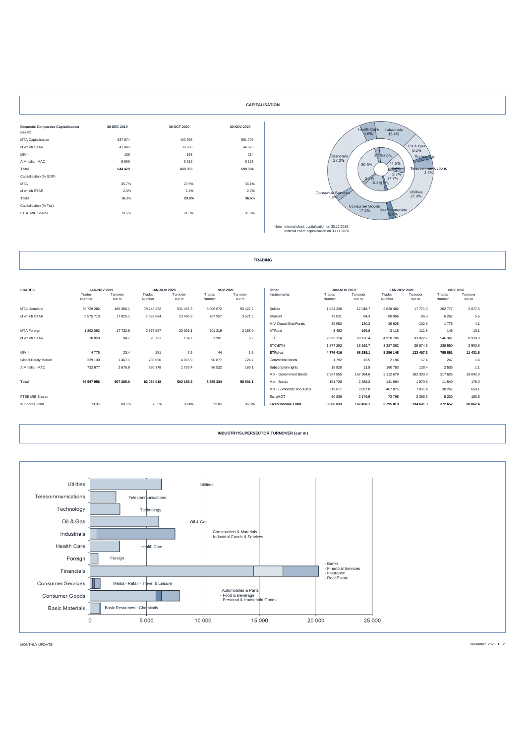## CAPITALISATION

| Domestic Companies Capitalisation (eur m) | 30 DEC 2019 | 30 OCT 2020 | 30 NOV 2020 |
|---|---|---|---|
| MTA Capitalisation | 637 674 | 483 365 | 591 706 |
| of which STAR | 41 845 | 39 760 | 44 823 |
| MIV * | 156 | 168 | 214 |
| AIM Italia - MAC | 6 599 | 5 319 | 6 163 |
| **Total** | **644 429** | **488 853** | **598 084** |
| Capitalisation (% GDP) | | | |
| MTA | 35.7% | 29.5% | 36.1% |
| of which STAR | 2.3% | 2.4% | 2.7% |
| **Total** | **36.1%** | **29.8%** | **36.5%** |
| Capitalisation (% Tot.) | | | |
| FTSE MIB Shares | 79.5% | 81.3% | 81.8% |

Health Care 4.6%, Industrials 13.4%, Oil & Gas 8.2%, Technology 4.1%, Telecommunications 3.3%, Utilities 21.0%, Basic Materials 2.0%, Consumer Goods 17.3%, Consumer Services 1.8%, Financials 27.3%

Internal: 3.3%, 13.9%, 11.5%, 6.6%, 2.7%, 17.7%, 2.3%, 15.4%, 2.1%, 30.5%

Note: internal chart: capitalisation on 30.12.2019;
external chart: capitalisation on 30.11.2020.

## TRADING

| SHARES | JAN-NOV 2019 Trades Number | JAN-NOV 2019 Turnover eur m | JAN-NOV 2020 Trades Number | JAN-NOV 2020 Turnover eur m | NOV 2020 Trades Number | NOV 2020 Turnover eur m |
|---|---|---|---|---|---|---|
| MTA Domestic | 56 729 282 | 485 366.1 | 78 248 272 | 531 487.3 | 8 006 672 | 55 427.7 |
| of which STAR | 5 575 710 | 17 825.1 | 7 033 684 | 23 490.8 | 757 957 | 3 571.5 |
| MTA Foreign | 1 892 092 | 17 732.6 | 2 378 997 | 23 929.1 | 201 219 | 2 158.0 |
| of which STAR | 18 058 | 94.7 | 28 723 | 154.7 | 1 981 | 9.2 |
| MIV * | 4 775 | 23.4 | 281 | 7.2 | 44 | 1.6 |
| Global Equity Market | 239 130 | 1 467.1 | 736 090 | 4 995.9 | 90 877 | 724.7 |
| AIM Italia - MAC | 732 677 | 2 675.9 | 690 378 | 1 736.4 | 86 522 | 189.1 |
| **Total** | **59 597 956** | **507 265.0** | **82 054 018** | **562 155.9** | **8 385 334** | **58 501.1** |
| FTSE MIB Shares | | | | | | |
| % Shares Total | 73.3% | 89.1% | 75.3% | 88.4% | 73.8% | 86.6% |

| Other Instruments | JAN-NOV 2019 Trades Number | JAN-NOV 2019 Turnover eur m | JAN-NOV 2020 Trades Number | JAN-NOV 2020 Turnover eur m | NOV 2020 Trades Number | NOV 2020 Turnover eur m |
|---|---|---|---|---|---|---|
| SeDex | 1 924 238 | 17 048.7 | 2 628 482 | 17 771.3 | 262 777 | 2 077.5 |
| Warrant | 79 031 | 84.3 | 80 006 | 86.3 | 6 261 | 5.6 |
| MIV Closed End Funds | 32 552 | 130.2 | 26 625 | 102.8 | 1 775 | 4.1 |
| ATFund | 3 492 | 195.8 | 2 115 | 111.8 | 146 | 10.1 |
| ETF | 2 899 124 | 80 126.4 | 4 928 786 | 93 822.7 | 546 341 | 8 930.9 |
| ETC\ETN | 1 877 292 | 18 162.7 | 3 327 362 | 29 674.6 | 239 550 | 2 500.6 |
| **ETFplus** | **4 776 416** | **98 289.1** | **8 256 148** | **123 497.3** | **785 891** | **11 431.5** |
| Convertible Bonds | 1 792 | 13.5 | 2 194 | 17.4 | 247 | 1.4 |
| Subscription rights | 15 828 | 13.9 | 160 753 | 128.4 | 2 535 | 1.1 |
| Mot - Government Bonds | 2 967 855 | 167 984.6 | 3 112 678 | 182 393.0 | 317 626 | 19 042.9 |
| Mot - Bonds | 151 728 | 2 388.2 | 141 694 | 1 970.5 | 11 540 | 178.0 |
| Mot - Eurobonds and ABSs | 619 611 | 9 897.8 | 467 875 | 7 851.4 | 38 261 | 658.1 |
| ExtraMOT | 60 839 | 2 179.5 | 72 766 | 2 386.3 | 5 230 | 183.5 |
| **Fixed Income Total** | **3 800 033** | **182 450.1** | **3 795 013** | **194 601.3** | **372 657** | **20 062.4** |

## INDUSTRY/SUPERSECTOR TURNOVER (eur m)

Utilities: Utilities
Telecommunications: Telecommunications
Technology: Technology
Oil & Gas: Oil & Gas
Industrials: Construction & Materials - Industrial Goods & Services
Health Care: Health Care
Foreign: Foreign
Financials: - Banks - Financial Services - Insurance - Real Estate
Consumer Services: Media - Retail - Travel & Leisure
Consumer Goods: Automobiles & Parts - Food & Beverage - Personal & Household Goods
Basic Materials: Basic Resources - Chemicals

0 | 5 000 | 10 000 | 15 000 | 20 000 | 25 000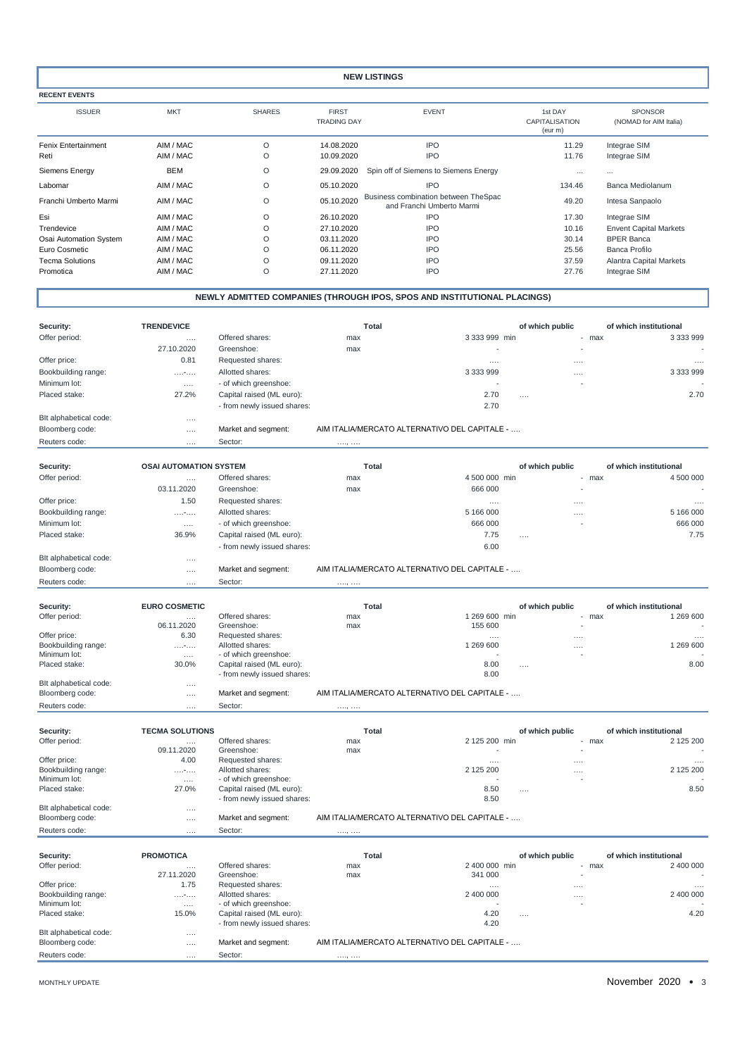# NEW LISTINGS

## RECENT EVENTS

| ISSUER | MKT | SHARES | FIRST TRADING DAY | EVENT | 1st DAY CAPITALISATION (eur m) | SPONSOR (NOMAD for AIM Italia) |
|---|---|---|---|---|---|---|
| Fenix Entertainment | AIM / MAC | O | 14.08.2020 | IPO | 11.29 | Integrae SIM |
| Reti | AIM / MAC | O | 10.09.2020 | IPO | 11.76 | Integrae SIM |
| Siemens Energy | BEM | O | 29.09.2020 | Spin off of Siemens to Siemens Energy | ... | ... |
| Labomar | AIM / MAC | O | 05.10.2020 | IPO | 134.46 | Banca Mediolanum |
| Franchi Umberto Marmi | AIM / MAC | O | 05.10.2020 | Business combination between TheSpac and Franchi Umberto Marmi | 49.20 | Intesa Sanpaolo |
| Esi | AIM / MAC | O | 26.10.2020 | IPO | 17.30 | Integrae SIM |
| Trendevice | AIM / MAC | O | 27.10.2020 | IPO | 10.16 | Envent Capital Markets |
| Osai Automation System | AIM / MAC | O | 03.11.2020 | IPO | 30.14 | BPER Banca |
| Euro Cosmetic | AIM / MAC | O | 06.11.2020 | IPO | 25.56 | Banca Profilo |
| Tecma Solutions | AIM / MAC | O | 09.11.2020 | IPO | 37.59 | Alantra Capital Markets |
| Promotica | AIM / MAC | O | 27.11.2020 | IPO | 27.76 | Integrae SIM |

## NEWLY ADMITTED COMPANIES (THROUGH IPOS, SPOS AND INSTITUTIONAL PLACINGS)

| Security: | TRENDEVICE | | | Total | of which public | of which institutional |
|---|---|---|---|---|---|---|
| Offer period: | .... | Offered shares: | max | 3 333 999 min | - max | 3 333 999 |
| | 27.10.2020 | Greenshoe: | max | - | - | - |
| Offer price: | 0.81 | Requested shares: | | .... | .... | .... |
| Bookbuilding range: | ....-.... | Allotted shares: | | 3 333 999 | .... | 3 333 999 |
| Minimum lot: | .... | - of which greenshoe: | | - | - | - |
| Placed stake: | 27.2% | Capital raised (ML euro): | | 2.70 | .... | 2.70 |
| | | - from newly issued shares: | | 2.70 | | |
| BIt alphabetical code: | .... | | | | | |
| Bloomberg code: | .... | Market and segment: | AIM ITALIA/MERCATO ALTERNATIVO DEL CAPITALE - .... | | | |
| Reuters code: | .... | Sector: | ...., .... | | | |

| Security: | OSAI AUTOMATION SYSTEM | | | Total | of which public | of which institutional |
|---|---|---|---|---|---|---|
| Offer period: | .... | Offered shares: | max | 4 500 000 min | - max | 4 500 000 |
| | 03.11.2020 | Greenshoe: | max | 666 000 | - | - |
| Offer price: | 1.50 | Requested shares: | | .... | .... | .... |
| Bookbuilding range: | ....-.... | Allotted shares: | | 5 166 000 | .... | 5 166 000 |
| Minimum lot: | .... | - of which greenshoe: | | 666 000 | - | 666 000 |
| Placed stake: | 36.9% | Capital raised (ML euro): | | 7.75 | .... | 7.75 |
| | | - from newly issued shares: | | 6.00 | | |
| BIt alphabetical code: | .... | | | | | |
| Bloomberg code: | .... | Market and segment: | AIM ITALIA/MERCATO ALTERNATIVO DEL CAPITALE - .... | | | |
| Reuters code: | .... | Sector: | ...., .... | | | |

| Security: | EURO COSMETIC | | | Total | of which public | of which institutional |
|---|---|---|---|---|---|---|
| Offer period: | .... | Offered shares: | max | 1 269 600 min | - max | 1 269 600 |
| | 06.11.2020 | Greenshoe: | max | 155 600 | - | - |
| Offer price: | 6.30 | Requested shares: | | .... | .... | .... |
| Bookbuilding range: | ....-.... | Allotted shares: | | 1 269 600 | .... | 1 269 600 |
| Minimum lot: | .... | - of which greenshoe: | | - | - | - |
| Placed stake: | 30.0% | Capital raised (ML euro): | | 8.00 | .... | 8.00 |
| | | - from newly issued shares: | | 8.00 | | |
| BIt alphabetical code: | .... | | | | | |
| Bloomberg code: | .... | Market and segment: | AIM ITALIA/MERCATO ALTERNATIVO DEL CAPITALE - .... | | | |
| Reuters code: | .... | Sector: | ...., .... | | | |

| Security: | TECMA SOLUTIONS | | | Total | of which public | of which institutional |
|---|---|---|---|---|---|---|
| Offer period: | .... | Offered shares: | max | 2 125 200 min | - max | 2 125 200 |
| | 09.11.2020 | Greenshoe: | max | - | - | - |
| Offer price: | 4.00 | Requested shares: | | .... | .... | .... |
| Bookbuilding range: | ....-.... | Allotted shares: | | 2 125 200 | .... | 2 125 200 |
| Minimum lot: | .... | - of which greenshoe: | | - | - | - |
| Placed stake: | 27.0% | Capital raised (ML euro): | | 8.50 | .... | 8.50 |
| | | - from newly issued shares: | | 8.50 | | |
| BIt alphabetical code: | .... | | | | | |
| Bloomberg code: | .... | Market and segment: | AIM ITALIA/MERCATO ALTERNATIVO DEL CAPITALE - .... | | | |
| Reuters code: | .... | Sector: | ...., .... | | | |

| Security: | PROMOTICA | | | Total | of which public | of which institutional |
|---|---|---|---|---|---|---|
| Offer period: | .... | Offered shares: | max | 2 400 000 min | - max | 2 400 000 |
| | 27.11.2020 | Greenshoe: | max | 341 000 | - | - |
| Offer price: | 1.75 | Requested shares: | | .... | .... | .... |
| Bookbuilding range: | ....-.... | Allotted shares: | | 2 400 000 | .... | 2 400 000 |
| Minimum lot: | .... | - of which greenshoe: | | - | - | - |
| Placed stake: | 15.0% | Capital raised (ML euro): | | 4.20 | .... | 4.20 |
| | | - from newly issued shares: | | 4.20 | | |
| BIt alphabetical code: | .... | | | | | |
| Bloomberg code: | .... | Market and segment: | AIM ITALIA/MERCATO ALTERNATIVO DEL CAPITALE - .... | | | |
| Reuters code: | .... | Sector: | ...., .... | | | |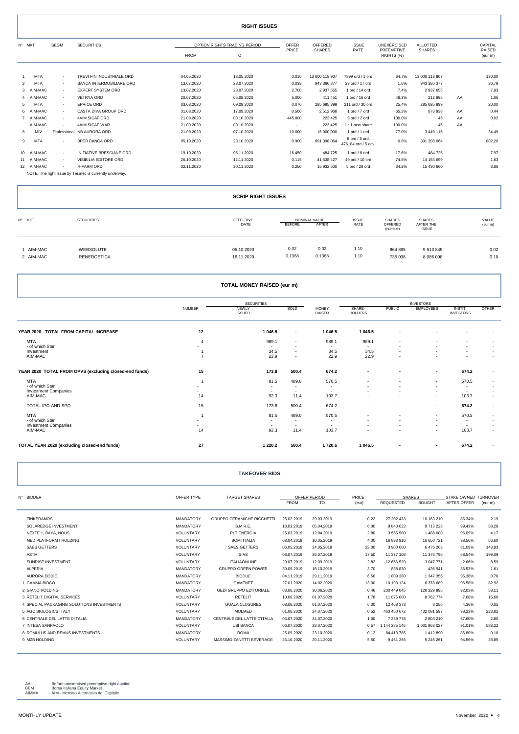## RIGHT ISSUES

| N° | MKT | SEGM | SECURITIES | OPTION RIGHTS TRADING PERIOD FROM | TO | OFFER PRICE | OFFERED SHARES | ISSUE RATE | UNEXERCISED PREEMPTIVE RIGHTS (%) | ALLOTTED SHARES | | CAPITAL RAISED (eur m) |
|---|---|---|---|---|---|---|---|---|---|---|---|---|
| 1 | MTA | - | TREVI FIN INDUSTRIALE ORD | 04.05.2020 | 18.05.2020 | 0.010 | 13 000 118 907 | 7899 ord / 1 ord | 64.7% | 13 000 118 907 | | 130.00 |
| 2 | MTA | - | BANCA INTERMOBILIARE ORD | 13.07.2020 | 28.07.2020 | 0.039 | 943 386 377 | 23 ord / 17 ord | 1.6% | 943 386 377 | | 36.79 |
| 3 | AIM-MAC | - | EXPERT SYSTEM ORD | 13.07.2020 | 28.07.2020 | 2.700 | 2 937 655 | 1 ord / 14 ord | 7.4% | 2 937 655 | | 7.93 |
| 4 | AIM-MAC | - | VETRYA ORD | 20.07.2020 | 05.08.2020 | 5.000 | 411 451 | 1 ord / 16 ord | 48.3% | 212 895 | AAI | 1.06 |
| 5 | MTA | - | EPRICE ORD | 03.08.2020 | 09.09.2020 | 0.070 | 285 695 899 | 211 ord / 30 ord | 25.4% | 285 695 899 | | 20.00 |
| 6 | AIM-MAC | - | CASTA DIVA GROUP ORD | 31.08.2020 | 17.09.2020 | 0.500 | 2 512 968 | 1 ord / 7 ord | 65.2% | 873 938 | AAI | 0.44 |
| 7 | AIM-MAC | - | 4AIM SICAF ORD | 21.09.2020 | 09.10.2020 | 445.000 | 223 425 | 9 ord / 2 ord | 100.0% | 45 | AAI | 0.02 |
| | AIM-MAC | - | 4AIM SICAF WAR | 21.09.2020 | 09.10.2020 | - | 223 425 | 1 : 1 new share | 100.0% | 45 | AAI | - |
| 8 | MIV | Professional | NB AURORA ORD | 21.09.2020 | 07.10.2020 | 10.000 | 15 000 000 | 1 ord / 1 ord | 77.0% | 3 449 115 | | 34.49 |
| 9 | MTA | - | BPER BANCA ORD | 05.10.2020 | 23.10.2020 | 0.900 | 891 398 064 | 8 ord / 5 ord, 476184 ord / 5 ocv | 0.8% | 891 398 064 | | 802.26 |
| 10 | AIM-MAC | - | INIZIATIVE BRESCIANE ORD | 19.10.2020 | 05.11.2020 | 16.450 | 484 725 | 1 ord / 8 ord | 17.6% | 484 725 | | 7.97 |
| 11 | AIM-MAC | - | VISIBILIA EDITORE ORD | 26.10.2020 | 12.11.2020 | 0.115 | 41 538 427 | 49 ord / 10 ord | 74.5% | 14 153 699 | | 1.63 |
| 12 | AIM-MAC | - | H-FARM ORD | 02.11.2020 | 20.11.2020 | 0.250 | 15 932 500 | 5 ord / 28 ord | 34.2% | 15 430 660 | | 3.86 |

NOTE: The right issue by Tesmec is currently underway.

## SCRIP RIGHT ISSUES

| N° | MKT | SECURITIES | EFFECTIVE DATE | NOMINAL VALUE BEFORE | AFTER | ISSUE RATE | SHARES OFFERED (number) | SHARES AFTER THE ISSUE | VALUE (eur m) |
|---|---|---|---|---|---|---|---|---|---|
| 1 | AIM-MAC | WEBSOLUTE | 05.10.2020 | 0.02 | 0.02 | 1:10 | 864 895 | 9 513 845 | 0.02 |
| 2 | AIM-MAC | RENERGETICA | 16.11.2020 | 0.1368 | 0.1368 | 1:10 | 735 098 | 8 086 098 | 0.10 |

## TOTAL MONEY RAISED (eur m)

| | NUMBER | SECURITIES NEWLY ISSUED | SOLD | MONEY RAISED | INVESTORS SHARE-HOLDERS | PUBLIC | EMPLOYEES | INSTIT. INVESTORS | OTHER |
|---|---|---|---|---|---|---|---|---|---|
| **YEAR 2020 - TOTAL FROM CAPITAL INCREASE** | **12** | **1 046.5** | **-** | **1 046.5** | **1 046.5** | **-** | **-** | **-** | - |
| MTA | 4 | 989.1 | - | 989.1 | 989.1 | - | - | - | - |
| - of which Star | - | - | - | - | - | - | - | - | - |
| Investment | 1 | 34.5 | - | 34.5 | 34.5 | - | - | - | - |
| AIM-MAC | 7 | 22.9 | - | 22.9 | 22.9 | - | - | - | - |
| **YEAR 2020 TOTAL FROM OPVS (excluding closed-end funds)** | **15** | **173.8** | **500.4** | **674.2** | **-** | **-** | **-** | **674.2** | - |
| MTA | 1 | 81.5 | 489.0 | 570.5 | - | - | - | 570.5 | - |
| - of which Star | - | - | - | - | - | - | - | - | - |
| Investment Companies | - | - | - | - | - | - | - | - | - |
| AIM-MAC | 14 | 92.3 | 11.4 | 103.7 | - | - | - | 103.7 | - |
| TOTAL IPO AND SPO | 15 | 173.8 | 500.4 | 674.2 | - | - | - | **674.2** | - |
| MTA | 1 | 81.5 | 489.0 | 570.5 | - | - | - | 570.5 | - |
| - of which Star | - | - | - | - | - | - | - | - | - |
| Investment Companies | - | - | - | - | - | - | - | - | - |
| AIM-MAC | 14 | 92.3 | 11.4 | 103.7 | - | - | - | 103.7 | - |
| **TOTAL YEAR 2020 (excluding closed-end funds)** | **27** | **1 220.2** | **500.4** | **1 720.6** | **1 046.5** | **-** | **-** | **674.2** | - |

## TAKEOVER BIDS

| N° | BIDDER | OFFER TYPE | TARGET SHARES | OFFER PERIOD FROM | TO | PRICE (eur) | SHARES REQUESTED | BOUGHT | STAKE OWNED AFTER OFFER | TURNOVER (eur m) |
|---|---|---|---|---|---|---|---|---|---|---|
| | FINKÉRAMOS | MANDATORY | GRUPPO CERAMICHE RICCHETTI | 25.02.2019 | 29.03.2019 | 0.22 | 27 202 433 | 10 163 210 | 86.34% | 2.19 |
| | SOLAREDGE INVESTMENT | MANDATORY | S.M.R.E. | 18.03.2019 | 05.04.2019 | 6.00 | 9 840 023 | 9 713 223 | 99.43% | 58.28 |
| | NEXTE 1, BAYA, NOUS | VOLUNTARY | PLT ENERGIA | 25.03.2019 | 12.04.2019 | 2.80 | 3 565 500 | 1 488 000 | 96.09% | 4.17 |
| | MED PLATFORM I HOLDING | VOLUNTARY | BOMI ITALIA | 08.04.2019 | 10.05.2019 | 4.00 | 16 893 916 | 16 650 721 | 98.56% | 66.60 |
| | SAES GETTERS | VOLUNTARY | SAES GETTERS | 06.05.2019 | 24.05.2019 | 23.00 | 3 900 000 | 6 475 263 | 81.09% | 148.93 |
| | ASTM | VOLUNTARY | SIAS | 08.07.2019 | 26.07.2019 | 17.50 | 11 377 108 | 11 376 796 | 68.54% | 199.09 |
| | SUNRISE INVESTMENT | VOLUNTARY | ITALIAONLINE | 29.07.2019 | 12.09.2019 | 2.82 | 12 656 520 | 3 047 771 | 2.66% | 8.59 |
| | ALPERIA | MANDATORY | GRUPPO GREEN POWER | 30.09.2019 | 18.10.2019 | 3.70 | 838 830 | 436 941 | 86.53% | 1.61 |
| | AURORA DODICI | MANDATORY | BIODUE | 04.11.2019 | 29.11.2019 | 6.50 | 1 809 380 | 1 347 356 | 95.36% | 8.76 |
| 1 | GAMMA BIDCO | MANDATORY | GAMENET | 27.01.2020 | 14.02.2020 | 13.00 | 10 193 124 | 6 378 689 | 96.58% | 82.92 |
| 2 | GIANO HOLDING | MANDATORY | GEDI GRUPPO EDITORIALE | 03.06.2020 | 30.06.2020 | 0.46 | 200 449 045 | 126 329 995 | 92.03% | 58.11 |
| 3 | RETELIT DIGITAL SERVICES | VOLUNTARY | RETELIT | 10.06.2020 | 01.07.2020 | 1.78 | 11 875 000 | 8 762 774 | 7.68% | 15.60 |
| 4 | SPECIAL PACKAGING SOLUTIONS INVESTMENTS | VOLUNTARY | GUALA CLOSURES | 08.06.2020 | 01.07.2020 | 6.00 | 12 468 373 | 8 256 | 4.36% | 0.05 |
| 5 | AGC BIOLOGICS ITALY | VOLUNTARY | MOLMED | 01.06.2020 | 24.07.2020 | 0.52 | 463 450 672 | 432 081 597 | 93.23% | 223.82 |
| 6 | CENTRALE DEL LATTE D'ITALIA | MANDATORY | CENTRALE DEL LATTE D'ITALIA | 06.07.2020 | 24.07.2020 | 1.00 | 7 339 778 | 2 803 210 | 67.60% | 2.80 |
| 7 | INTESA SANPAOLO | VOLUNTARY | UBI BANCA | 06.07.2020 | 28.07.2020 | 0.57 | 1 144 285 146 | 1 031 958 027 | 91.01% | 588.22 |
| 8 | ROMULUS AND REMUS INVESTMENTS | MANDATORY | ROMA | 25.09.2020 | 23.10.2020 | 0.12 | 84 413 785 | 1 412 890 | 86.80% | 0.16 |
| 9 | MZB HOLDING | VOLUNTARY | MASSIMO ZANETTI BEVERAGE | 26.10.2020 | 20.11.2020 | 5.50 | 9 451 265 | 5 245 261 | 94.56% | 28.85 |

AAI — Before unexercised preemptive right auction
BEM — Borsa Italiana Equity Market
AIMMA — AIM - Mercato Alternativo del Capitale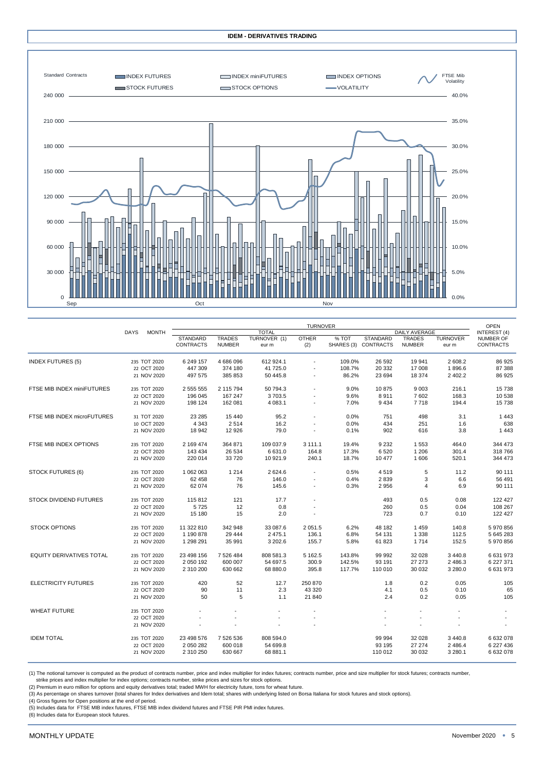# IDEM - DERIVATIVES TRADING

| | DAYS | MONTH | TURNOVER | | | | | | | | OPEN INTEREST (4) |
|---|---|---|---|---|---|---|---|---|---|---|---|
| | | | TOTAL | | | | | DAILY AVERAGE | | | |
| | | | STANDARD CONTRACTS | TRADES NUMBER | TURNOVER (1) eur m | OTHER (2) | % TOT SHARES (3) | STANDARD CONTRACTS | TRADES NUMBER | TURNOVER eur m | NUMBER OF CONTRACTS |
| INDEX FUTURES (5) | 235 | TOT 2020 | 6 249 157 | 4 686 096 | 612 924.1 | - | 109.0% | 26 592 | 19 941 | 2 608.2 | 86 925 |
| | 22 | OCT 2020 | 447 309 | 374 180 | 41 725.0 | - | 108.7% | 20 332 | 17 008 | 1 896.6 | 87 388 |
| | 21 | NOV 2020 | 497 575 | 385 853 | 50 445.8 | - | 86.2% | 23 694 | 18 374 | 2 402.2 | 86 925 |
| FTSE MIB INDEX miniFUTURES | 235 | TOT 2020 | 2 555 555 | 2 115 794 | 50 794.3 | - | 9.0% | 10 875 | 9 003 | 216.1 | 15 738 |
| | 22 | OCT 2020 | 196 045 | 167 247 | 3 703.5 | - | 9.6% | 8 911 | 7 602 | 168.3 | 10 538 |
| | 21 | NOV 2020 | 198 124 | 162 081 | 4 083.1 | - | 7.0% | 9 434 | 7 718 | 194.4 | 15 738 |
| FTSE MIB INDEX microFUTURES | 31 | TOT 2020 | 23 285 | 15 440 | 95.2 | - | 0.0% | 751 | 498 | 3.1 | 1 443 |
| | 10 | OCT 2020 | 4 343 | 2 514 | 16.2 | - | 0.0% | 434 | 251 | 1.6 | 638 |
| | 21 | NOV 2020 | 18 942 | 12 926 | 79.0 | - | 0.1% | 902 | 616 | 3.8 | 1 443 |
| FTSE MIB INDEX OPTIONS | 235 | TOT 2020 | 2 169 474 | 364 871 | 109 037.9 | 3 111.1 | 19.4% | 9 232 | 1 553 | 464.0 | 344 473 |
| | 22 | OCT 2020 | 143 434 | 26 534 | 6 631.0 | 164.8 | 17.3% | 6 520 | 1 206 | 301.4 | 318 766 |
| | 21 | NOV 2020 | 220 014 | 33 720 | 10 921.9 | 240.1 | 18.7% | 10 477 | 1 606 | 520.1 | 344 473 |
| STOCK FUTURES (6) | 235 | TOT 2020 | 1 062 063 | 1 214 | 2 624.6 | - | 0.5% | 4 519 | 5 | 11.2 | 90 111 |
| | 22 | OCT 2020 | 62 458 | 76 | 146.0 | - | 0.4% | 2 839 | 3 | 6.6 | 56 491 |
| | 21 | NOV 2020 | 62 074 | 76 | 145.6 | - | 0.3% | 2 956 | 4 | 6.9 | 90 111 |
| STOCK DIVIDEND FUTURES | 235 | TOT 2020 | 115 812 | 121 | 17.7 | - | | 493 | 0.5 | 0.08 | 122 427 |
| | 22 | OCT 2020 | 5 725 | 12 | 0.8 | - | | 260 | 0.5 | 0.04 | 108 267 |
| | 21 | NOV 2020 | 15 180 | 15 | 2.0 | - | | 723 | 0.7 | 0.10 | 122 427 |
| STOCK OPTIONS | 235 | TOT 2020 | 11 322 810 | 342 948 | 33 087.6 | 2 051.5 | 6.2% | 48 182 | 1 459 | 140.8 | 5 970 856 |
| | 22 | OCT 2020 | 1 190 878 | 29 444 | 2 475.1 | 136.1 | 6.8% | 54 131 | 1 338 | 112.5 | 5 645 283 |
| | 21 | NOV 2020 | 1 298 291 | 35 991 | 3 202.6 | 155.7 | 5.8% | 61 823 | 1 714 | 152.5 | 5 970 856 |
| EQUITY DERIVATIVES TOTAL | 235 | TOT 2020 | 23 498 156 | 7 526 484 | 808 581.3 | 5 162.5 | 143.8% | 99 992 | 32 028 | 3 440.8 | 6 631 973 |
| | 22 | OCT 2020 | 2 050 192 | 600 007 | 54 697.5 | 300.9 | 142.5% | 93 191 | 27 273 | 2 486.3 | 6 227 371 |
| | 21 | NOV 2020 | 2 310 200 | 630 662 | 68 880.0 | 395.8 | 117.7% | 110 010 | 30 032 | 3 280.0 | 6 631 973 |
| ELECTRICITY FUTURES | 235 | TOT 2020 | 420 | 52 | 12.7 | 250 870 | | 1.8 | 0.2 | 0.05 | 105 |
| | 22 | OCT 2020 | 90 | 11 | 2.3 | 43 320 | | 4.1 | 0.5 | 0.10 | 65 |
| | 21 | NOV 2020 | 50 | 5 | 1.1 | 21 840 | | 2.4 | 0.2 | 0.05 | 105 |
| WHEAT FUTURE | 235 | TOT 2020 | - | - | - | - | | - | - | - | - |
| | 22 | OCT 2020 | - | - | - | - | | - | - | - | - |
| | 21 | NOV 2020 | - | - | - | - | | - | - | - | - |
| IDEM TOTAL | 235 | TOT 2020 | 23 498 576 | 7 526 536 | 808 594.0 | | | 99 994 | 32 028 | 3 440.8 | 6 632 078 |
| | 22 | OCT 2020 | 2 050 282 | 600 018 | 54 699.8 | | | 93 195 | 27 274 | 2 486.4 | 6 227 436 |
| | 21 | NOV 2020 | 2 310 250 | 630 667 | 68 881.1 | | | 110 012 | 30 032 | 3 280.1 | 6 632 078 |

(1) The notional turnover is computed as the product of contracts number, price and index multiplier for index futures; contracts number, price and size multiplier for stock futures; contracts number, strike prices and index multiplier for index options; contracts number, strike prices and sizes for stock options.

(2) Premium in euro million for options and equity derivatives total; traded MWH for electricity future, tons for wheat future.

(3) As percentage on shares turnover (total shares for Index derivatives and Idem total; shares with underlying listed on Borsa Italiana for stock futures and stock options).

(4) Gross figures for Open positions at the end of period.

(5) Includes data for FTSE MIB index futures, FTSE MIB index dividend futures and FTSE PIR PMI index futures.

(6) Includes data for European stock futures.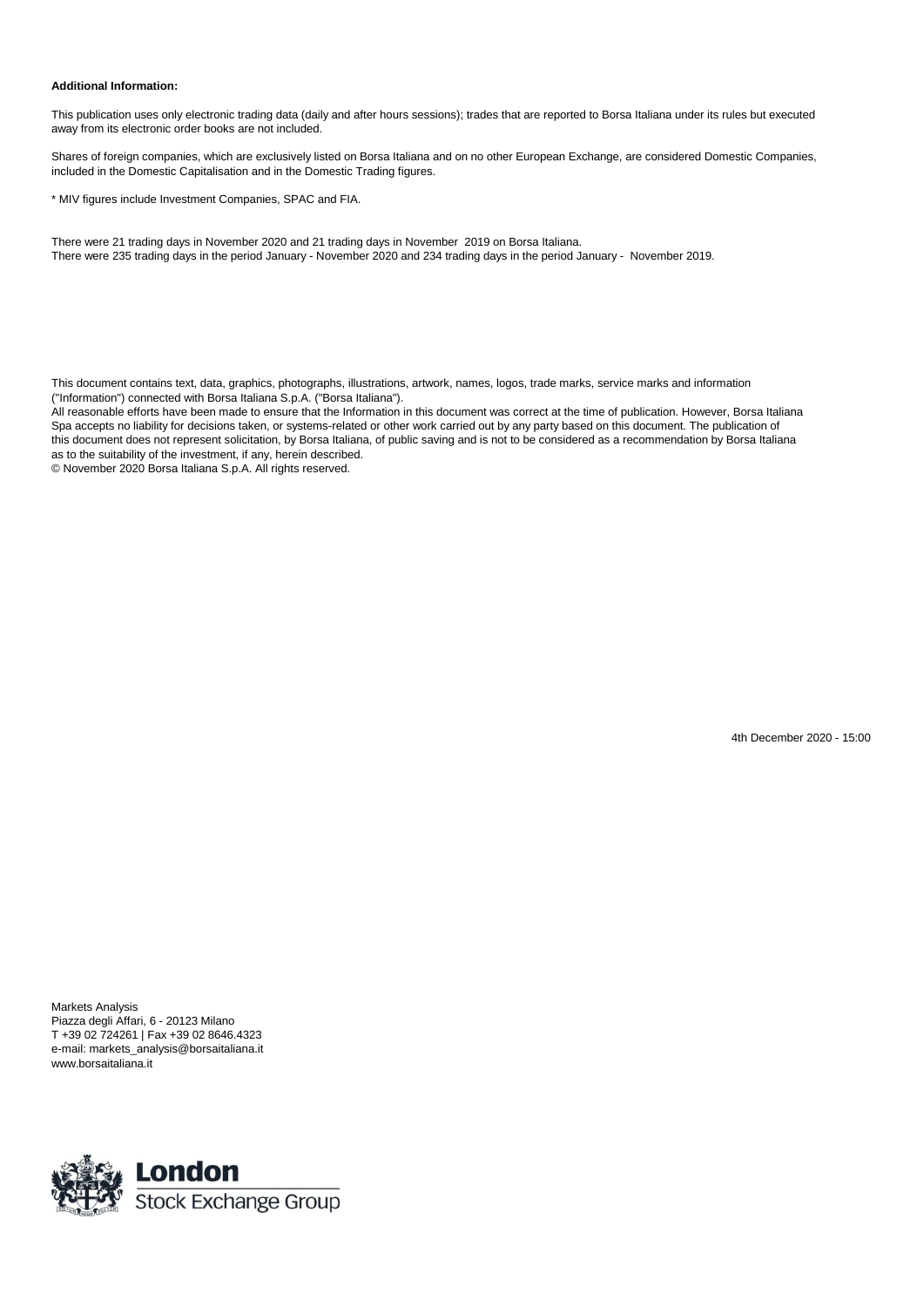**Additional Information:**

This publication uses only electronic trading data (daily and after hours sessions); trades that are reported to Borsa Italiana under its rules but executed away from its electronic order books are not included.

Shares of foreign companies, which are exclusively listed on Borsa Italiana and on no other European Exchange, are considered Domestic Companies, included in the Domestic Capitalisation and in the Domestic Trading figures.

* MIV figures include Investment Companies, SPAC and FIA.

There were 21 trading days in November 2020 and 21 trading days in November 2019 on Borsa Italiana.
There were 235 trading days in the period January - November 2020 and 234 trading days in the period January - November 2019.

This document contains text, data, graphics, photographs, illustrations, artwork, names, logos, trade marks, service marks and information ("Information") connected with Borsa Italiana S.p.A. ("Borsa Italiana").
All reasonable efforts have been made to ensure that the Information in this document was correct at the time of publication. However, Borsa Italiana Spa accepts no liability for decisions taken, or systems-related or other work carried out by any party based on this document. The publication of this document does not represent solicitation, by Borsa Italiana, of public saving and is not to be considered as a recommendation by Borsa Italiana as to the suitability of the investment, if any, herein described.
© November 2020 Borsa Italiana S.p.A. All rights reserved.

4th December 2020 - 15:00

Markets Analysis
Piazza degli Affari, 6 - 20123 Milano
T +39 02 724261 | Fax +39 02 8646.4323
e-mail: markets_analysis@borsaitaliana.it
www.borsaitaliana.it

London Stock Exchange Group